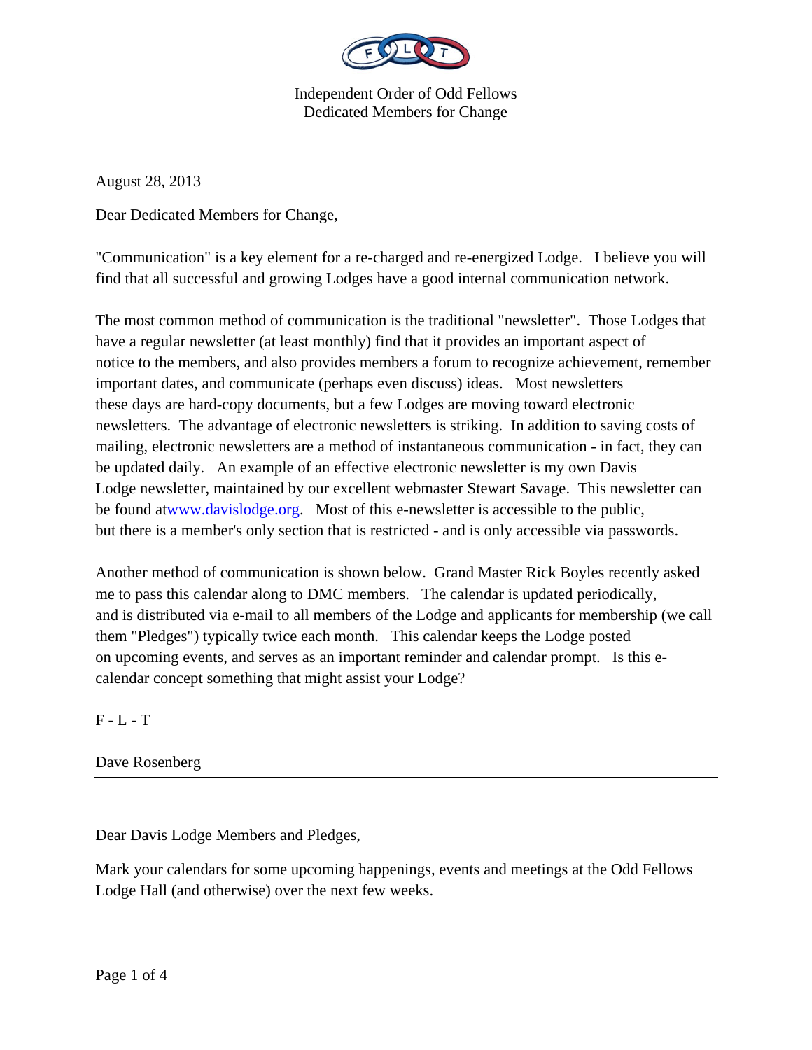Independent Order of Odd Fellows
Dedicated Members for Change

August 28, 2013

Dear Dedicated Members for Change,

"Communication" is a key element for a re-charged and re-energized Lodge. I believe you will find that all successful and growing Lodges have a good internal communication network.

The most common method of communication is the traditional "newsletter". Those Lodges that have a regular newsletter (at least monthly) find that it provides an important aspect of notice to the members, and also provides members a forum to recognize achievement, remember important dates, and communicate (perhaps even discuss) ideas. Most newsletters these days are hard-copy documents, but a few Lodges are moving toward electronic newsletters. The advantage of electronic newsletters is striking. In addition to saving costs of mailing, electronic newsletters are a method of instantaneous communication - in fact, they can be updated daily. An example of an effective electronic newsletter is my own Davis Lodge newsletter, maintained by our excellent webmaster Stewart Savage. This newsletter can be found at[www.davislodge.org](http://www.davislodge.org). Most of this e-newsletter is accessible to the public, but there is a member's only section that is restricted - and is only accessible via passwords.

Another method of communication is shown below. Grand Master Rick Boyles recently asked me to pass this calendar along to DMC members. The calendar is updated periodically, and is distributed via e-mail to all members of the Lodge and applicants for membership (we call them "Pledges") typically twice each month. This calendar keeps the Lodge posted on upcoming events, and serves as an important reminder and calendar prompt. Is this e-calendar concept something that might assist your Lodge?

F - L - T

Dave Rosenberg

---

Dear Davis Lodge Members and Pledges,

Mark your calendars for some upcoming happenings, events and meetings at the Odd Fellows Lodge Hall (and otherwise) over the next few weeks.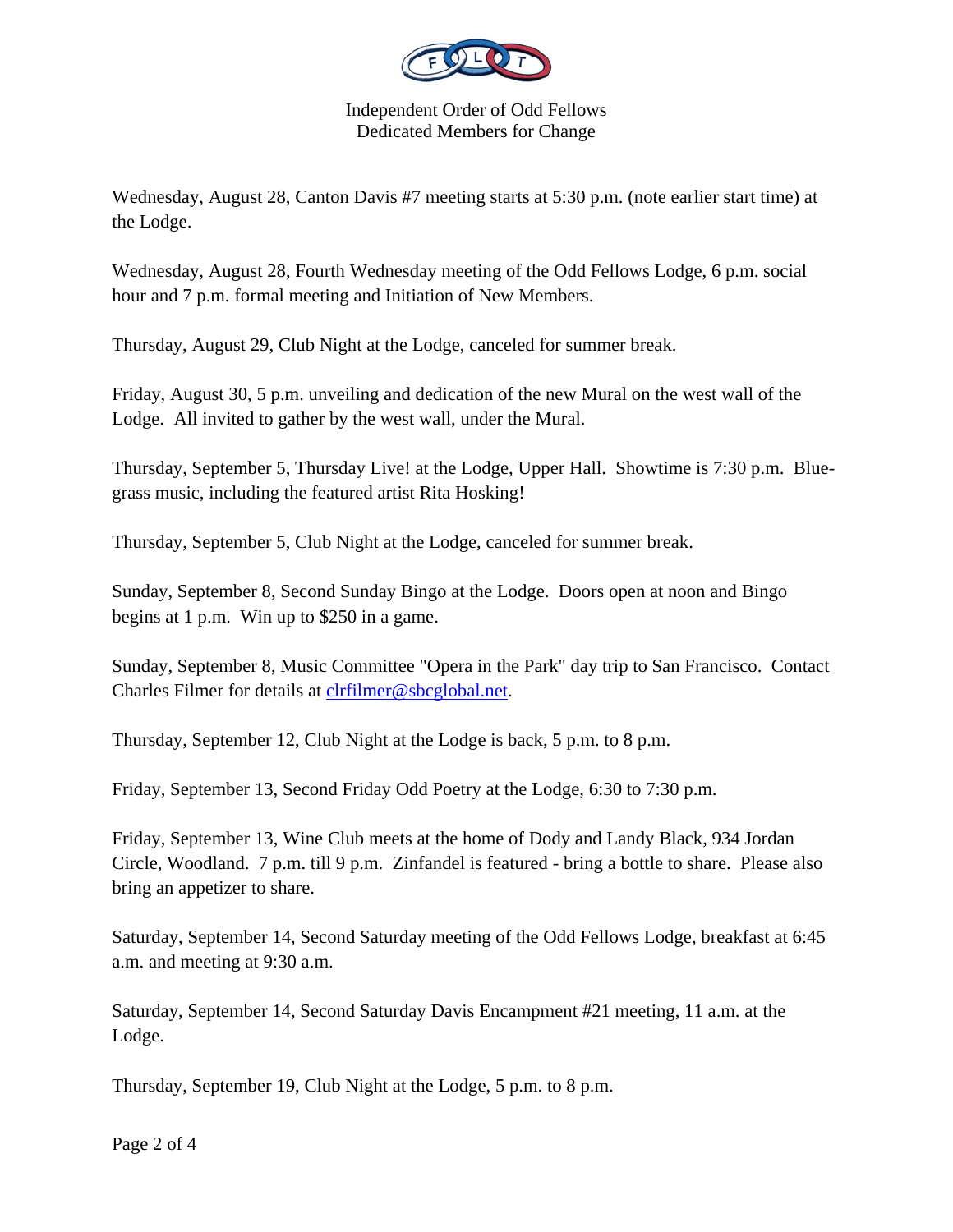Independent Order of Odd Fellows
Dedicated Members for Change

Wednesday, August 28, Canton Davis #7 meeting starts at 5:30 p.m. (note earlier start time) at the Lodge.

Wednesday, August 28, Fourth Wednesday meeting of the Odd Fellows Lodge, 6 p.m. social hour and 7 p.m. formal meeting and Initiation of New Members.

Thursday, August 29, Club Night at the Lodge, canceled for summer break.

Friday, August 30, 5 p.m. unveiling and dedication of the new Mural on the west wall of the Lodge. All invited to gather by the west wall, under the Mural.

Thursday, September 5, Thursday Live! at the Lodge, Upper Hall. Showtime is 7:30 p.m. Bluegrass music, including the featured artist Rita Hosking!

Thursday, September 5, Club Night at the Lodge, canceled for summer break.

Sunday, September 8, Second Sunday Bingo at the Lodge. Doors open at noon and Bingo begins at 1 p.m. Win up to $250 in a game.

Sunday, September 8, Music Committee "Opera in the Park" day trip to San Francisco. Contact Charles Filmer for details at clrfilmer@sbcglobal.net.

Thursday, September 12, Club Night at the Lodge is back, 5 p.m. to 8 p.m.

Friday, September 13, Second Friday Odd Poetry at the Lodge, 6:30 to 7:30 p.m.

Friday, September 13, Wine Club meets at the home of Dody and Landy Black, 934 Jordan Circle, Woodland. 7 p.m. till 9 p.m. Zinfandel is featured - bring a bottle to share. Please also bring an appetizer to share.

Saturday, September 14, Second Saturday meeting of the Odd Fellows Lodge, breakfast at 6:45 a.m. and meeting at 9:30 a.m.

Saturday, September 14, Second Saturday Davis Encampment #21 meeting, 11 a.m. at the Lodge.

Thursday, September 19, Club Night at the Lodge, 5 p.m. to 8 p.m.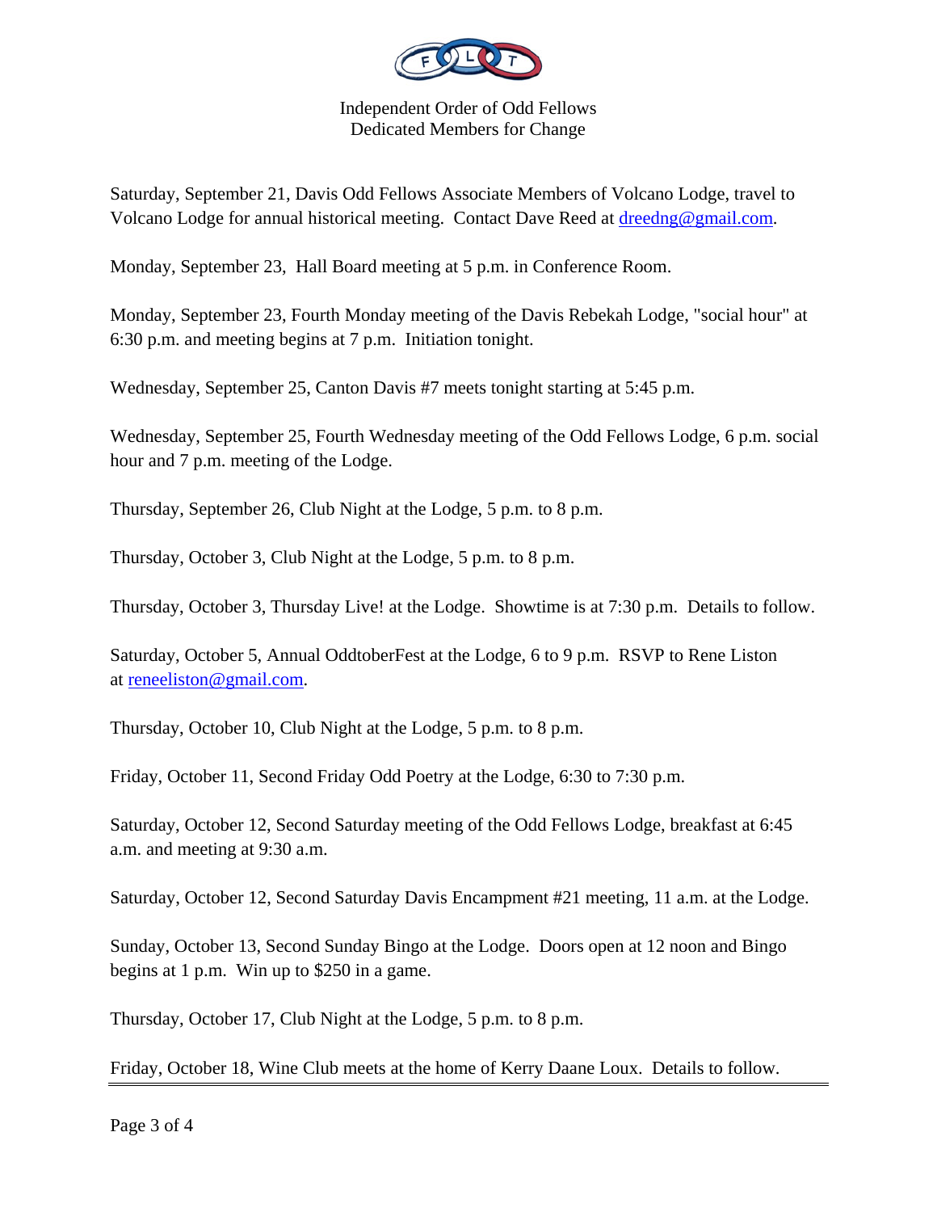Independent Order of Odd Fellows
Dedicated Members for Change

Saturday, September 21, Davis Odd Fellows Associate Members of Volcano Lodge, travel to Volcano Lodge for annual historical meeting. Contact Dave Reed at [dreedng@gmail.com](mailto:dreedng@gmail.com).

Monday, September 23, Hall Board meeting at 5 p.m. in Conference Room.

Monday, September 23, Fourth Monday meeting of the Davis Rebekah Lodge, "social hour" at 6:30 p.m. and meeting begins at 7 p.m. Initiation tonight.

Wednesday, September 25, Canton Davis #7 meets tonight starting at 5:45 p.m.

Wednesday, September 25, Fourth Wednesday meeting of the Odd Fellows Lodge, 6 p.m. social hour and 7 p.m. meeting of the Lodge.

Thursday, September 26, Club Night at the Lodge, 5 p.m. to 8 p.m.

Thursday, October 3, Club Night at the Lodge, 5 p.m. to 8 p.m.

Thursday, October 3, Thursday Live! at the Lodge. Showtime is at 7:30 p.m. Details to follow.

Saturday, October 5, Annual OddtoberFest at the Lodge, 6 to 9 p.m. RSVP to Rene Liston at [reneeliston@gmail.com](mailto:reneeliston@gmail.com).

Thursday, October 10, Club Night at the Lodge, 5 p.m. to 8 p.m.

Friday, October 11, Second Friday Odd Poetry at the Lodge, 6:30 to 7:30 p.m.

Saturday, October 12, Second Saturday meeting of the Odd Fellows Lodge, breakfast at 6:45 a.m. and meeting at 9:30 a.m.

Saturday, October 12, Second Saturday Davis Encampment #21 meeting, 11 a.m. at the Lodge.

Sunday, October 13, Second Sunday Bingo at the Lodge. Doors open at 12 noon and Bingo begins at 1 p.m. Win up to $250 in a game.

Thursday, October 17, Club Night at the Lodge, 5 p.m. to 8 p.m.

Friday, October 18, Wine Club meets at the home of Kerry Daane Loux. Details to follow.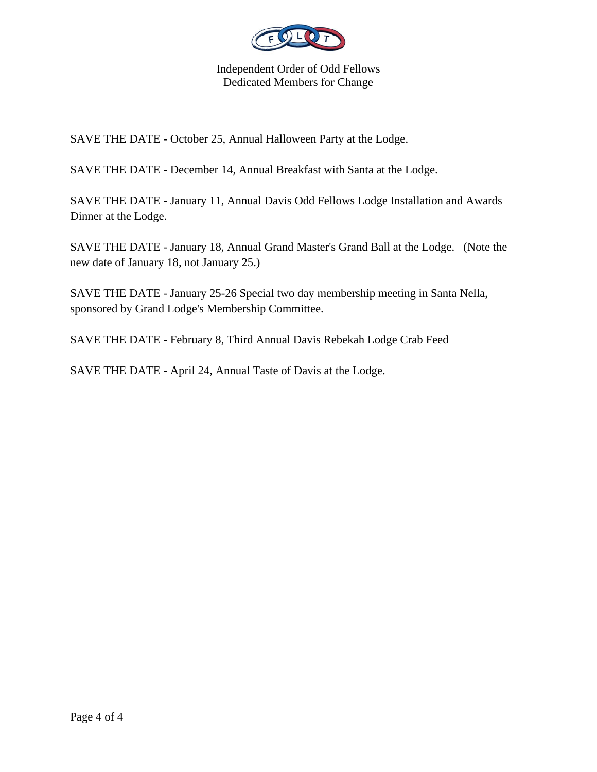Independent Order of Odd Fellows
Dedicated Members for Change

SAVE THE DATE - October 25, Annual Halloween Party at the Lodge.

SAVE THE DATE - December 14, Annual Breakfast with Santa at the Lodge.

SAVE THE DATE - January 11, Annual Davis Odd Fellows Lodge Installation and Awards Dinner at the Lodge.

SAVE THE DATE - January 18, Annual Grand Master's Grand Ball at the Lodge. (Note the new date of January 18, not January 25.)

SAVE THE DATE - January 25-26 Special two day membership meeting in Santa Nella, sponsored by Grand Lodge's Membership Committee.

SAVE THE DATE - February 8, Third Annual Davis Rebekah Lodge Crab Feed

SAVE THE DATE - April 24, Annual Taste of Davis at the Lodge.